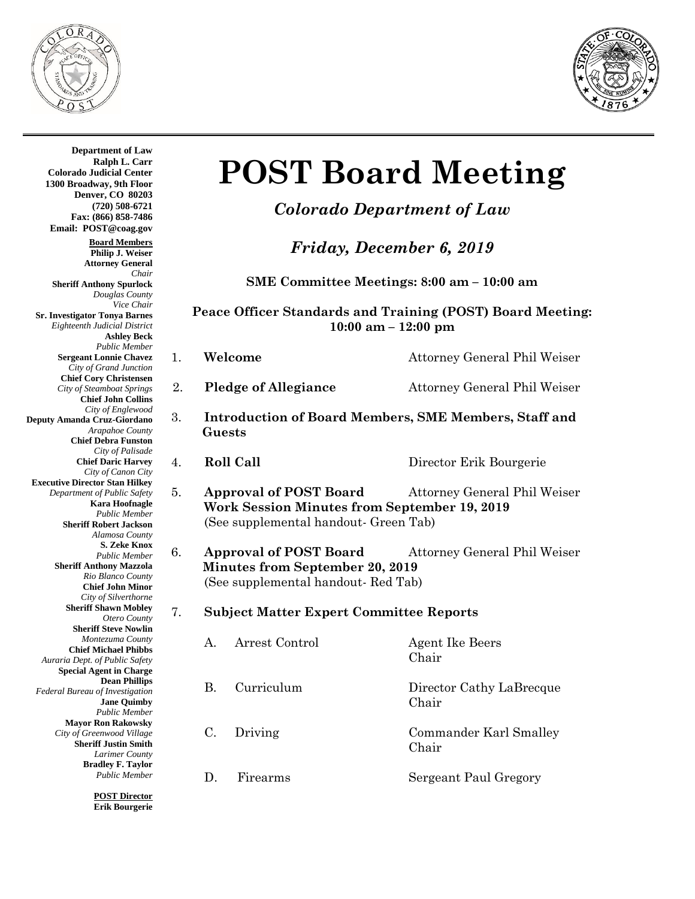**Department of Law**
**Ralph L. Carr**
**Colorado Judicial Center**
**1300 Broadway, 9th Floor**
**Denver, CO 80203**
**(720) 508-6721**
**Fax: (866) 858-7486**
**Email: POST@coag.gov**

**Board Members**

**Philip J. Weiser**
**Attorney General**
*Chair*

**Sheriff Anthony Spurlock**
*Douglas County*
*Vice Chair*

**Sr. Investigator Tonya Barnes**
*Eighteenth Judicial District*

**Ashley Beck**
*Public Member*

**Sergeant Lonnie Chavez**
*City of Grand Junction*

**Chief Cory Christensen**
*City of Steamboat Springs*

**Chief John Collins**
*City of Englewood*

**Deputy Amanda Cruz-Giordano**
*Arapahoe County*

**Chief Debra Funston**
*City of Palisade*

**Chief Daric Harvey**
*City of Canon City*

**Executive Director Stan Hilkey**
*Department of Public Safety*

**Kara Hoofnagle**
*Public Member*

**Sheriff Robert Jackson**
*Alamosa County*

**S. Zeke Knox**
*Public Member*

**Sheriff Anthony Mazzola**
*Rio Blanco County*

**Chief John Minor**
*City of Silverthorne*

**Sheriff Shawn Mobley**
*Otero County*

**Sheriff Steve Nowlin**
*Montezuma County*

**Chief Michael Phibbs**
*Auraria Dept. of Public Safety*

**Special Agent in Charge**
**Dean Phillips**
*Federal Bureau of Investigation*

**Jane Quimby**
*Public Member*

**Mayor Ron Rakowsky**
*City of Greenwood Village*

**Sheriff Justin Smith**
*Larimer County*

**Bradley F. Taylor**
*Public Member*

**POST Director**
**Erik Bourgerie**

# POST Board Meeting

## *Colorado Department of Law*

## *Friday, December 6, 2019*

**SME Committee Meetings: 8:00 am – 10:00 am**

**Peace Officer Standards and Training (POST) Board Meeting: 10:00 am – 12:00 pm**

1. **Welcome** — Attorney General Phil Weiser
2. **Pledge of Allegiance** — Attorney General Phil Weiser
3. **Introduction of Board Members, SME Members, Staff and Guests**
4. **Roll Call** — Director Erik Bourgerie
5. **Approval of POST Board Work Session Minutes from September 19, 2019** — Attorney General Phil Weiser
   (See supplemental handout- Green Tab)
6. **Approval of POST Board Minutes from September 20, 2019** — Attorney General Phil Weiser
   (See supplemental handout- Red Tab)
7. **Subject Matter Expert Committee Reports**

   A. Arrest Control — Agent Ike Beers, Chair

   B. Curriculum — Director Cathy LaBrecque, Chair

   C. Driving — Commander Karl Smalley, Chair

   D. Firearms — Sergeant Paul Gregory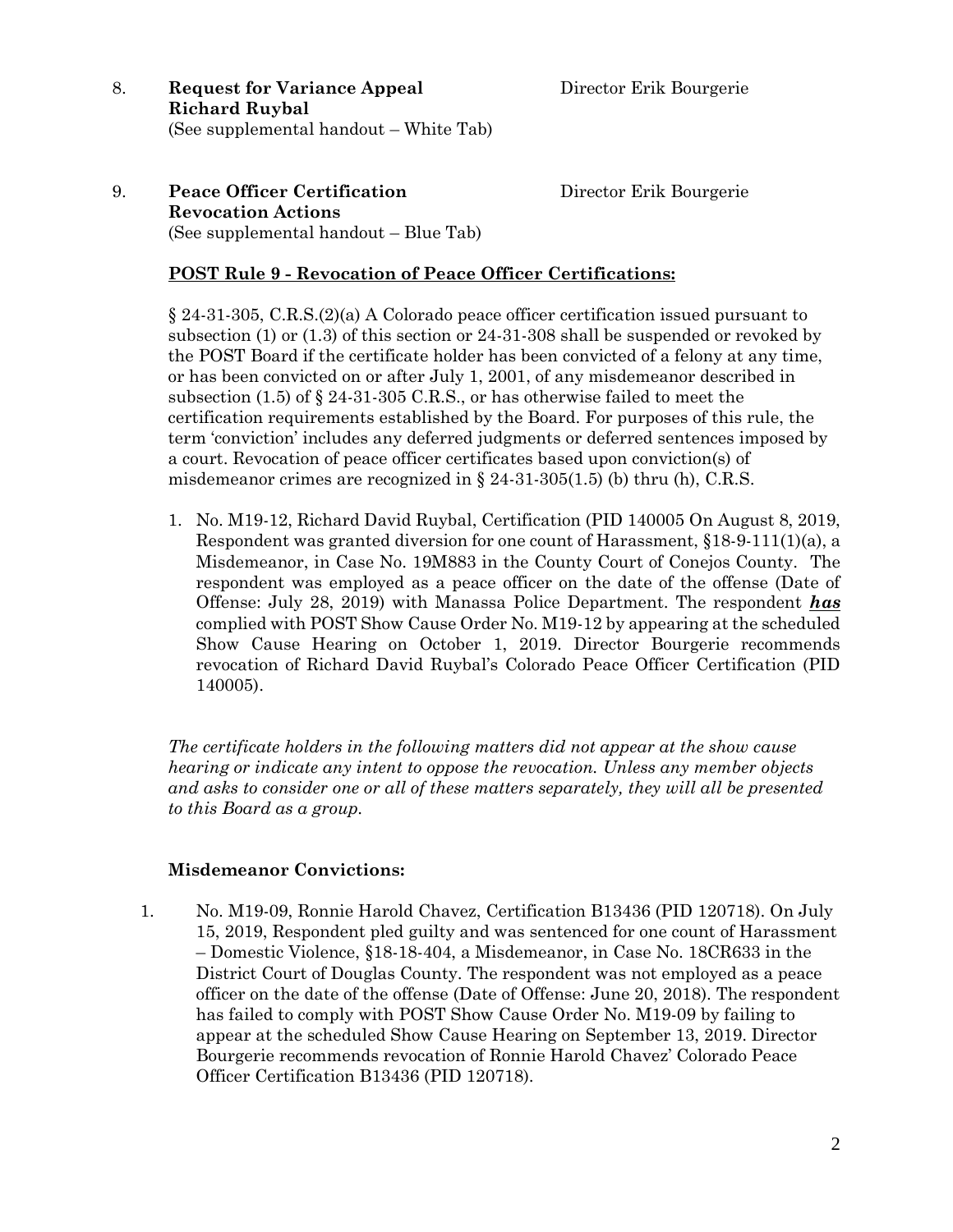8. **Request for Variance Appeal** Director Erik Bourgerie
   **Richard Ruybal**
   (See supplemental handout – White Tab)

9. **Peace Officer Certification** Director Erik Bourgerie
   **Revocation Actions**
   (See supplemental handout – Blue Tab)

**POST Rule 9 - Revocation of Peace Officer Certifications:**

§ 24-31-305, C.R.S.(2)(a) A Colorado peace officer certification issued pursuant to subsection (1) or (1.3) of this section or 24-31-308 shall be suspended or revoked by the POST Board if the certificate holder has been convicted of a felony at any time, or has been convicted on or after July 1, 2001, of any misdemeanor described in subsection (1.5) of § 24-31-305 C.R.S., or has otherwise failed to meet the certification requirements established by the Board. For purposes of this rule, the term 'conviction' includes any deferred judgments or deferred sentences imposed by a court. Revocation of peace officer certificates based upon conviction(s) of misdemeanor crimes are recognized in § 24-31-305(1.5) (b) thru (h), C.R.S.

1. No. M19-12, Richard David Ruybal, Certification (PID 140005 On August 8, 2019, Respondent was granted diversion for one count of Harassment, §18-9-111(1)(a), a Misdemeanor, in Case No. 19M883 in the County Court of Conejos County. The respondent was employed as a peace officer on the date of the offense (Date of Offense: July 28, 2019) with Manassa Police Department. The respondent ***has*** complied with POST Show Cause Order No. M19-12 by appearing at the scheduled Show Cause Hearing on October 1, 2019. Director Bourgerie recommends revocation of Richard David Ruybal's Colorado Peace Officer Certification (PID 140005).

*The certificate holders in the following matters did not appear at the show cause hearing or indicate any intent to oppose the revocation. Unless any member objects and asks to consider one or all of these matters separately, they will all be presented to this Board as a group.*

**Misdemeanor Convictions:**

1. No. M19-09, Ronnie Harold Chavez, Certification B13436 (PID 120718). On July 15, 2019, Respondent pled guilty and was sentenced for one count of Harassment – Domestic Violence, §18-18-404, a Misdemeanor, in Case No. 18CR633 in the District Court of Douglas County. The respondent was not employed as a peace officer on the date of the offense (Date of Offense: June 20, 2018). The respondent has failed to comply with POST Show Cause Order No. M19-09 by failing to appear at the scheduled Show Cause Hearing on September 13, 2019. Director Bourgerie recommends revocation of Ronnie Harold Chavez' Colorado Peace Officer Certification B13436 (PID 120718).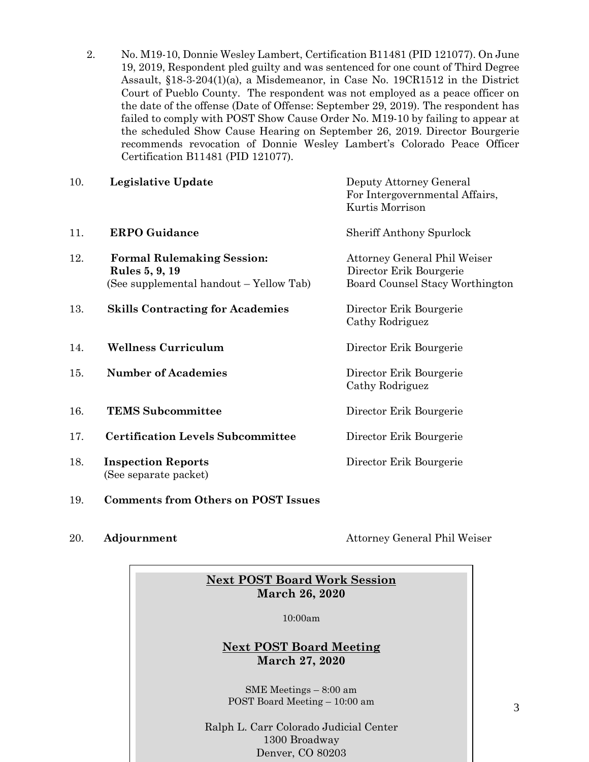2. No. M19-10, Donnie Wesley Lambert, Certification B11481 (PID 121077). On June 19, 2019, Respondent pled guilty and was sentenced for one count of Third Degree Assault, §18-3-204(1)(a), a Misdemeanor, in Case No. 19CR1512 in the District Court of Pueblo County. The respondent was not employed as a peace officer on the date of the offense (Date of Offense: September 29, 2019). The respondent has failed to comply with POST Show Cause Order No. M19-10 by failing to appear at the scheduled Show Cause Hearing on September 26, 2019. Director Bourgerie recommends revocation of Donnie Wesley Lambert's Colorado Peace Officer Certification B11481 (PID 121077).

| | | |
|---|---|---|
| 10. | **Legislative Update** | Deputy Attorney General For Intergovernmental Affairs, Kurtis Morrison |
| 11. | **ERPO Guidance** | Sheriff Anthony Spurlock |
| 12. | **Formal Rulemaking Session: Rules 5, 9, 19** (See supplemental handout – Yellow Tab) | Attorney General Phil Weiser<br>Director Erik Bourgerie<br>Board Counsel Stacy Worthington |
| 13. | **Skills Contracting for Academies** | Director Erik Bourgerie<br>Cathy Rodriguez |
| 14. | **Wellness Curriculum** | Director Erik Bourgerie |
| 15. | **Number of Academies** | Director Erik Bourgerie<br>Cathy Rodriguez |
| 16. | **TEMS Subcommittee** | Director Erik Bourgerie |
| 17. | **Certification Levels Subcommittee** | Director Erik Bourgerie |
| 18. | **Inspection Reports** (See separate packet) | Director Erik Bourgerie |
| 19. | **Comments from Others on POST Issues** | |
| 20. | **Adjournment** | Attorney General Phil Weiser |

**Next POST Board Work Session**
**March 26, 2020**

10:00am

**Next POST Board Meeting**
**March 27, 2020**

SME Meetings – 8:00 am
POST Board Meeting – 10:00 am

Ralph L. Carr Colorado Judicial Center
1300 Broadway
Denver, CO 80203